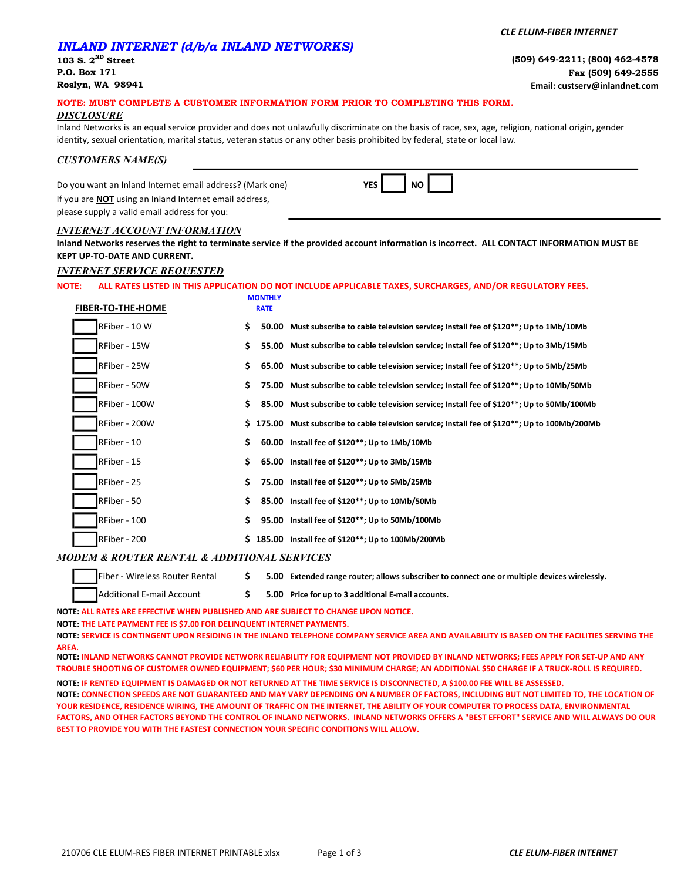# INLAND INTERNET (d/b/a INLAND NETWORKS)

**103 S. 2ND Street**
**P.O. Box 171**
**Roslyn, WA 98941**

**(509) 649-2211; (800) 462-4578**
**Fax (509) 649-2555**
**Email: custserv@inlandnet.com**

**NOTE: MUST COMPLETE A CUSTOMER INFORMATION FORM PRIOR TO COMPLETING THIS FORM.**

## DISCLOSURE

Inland Networks is an equal service provider and does not unlawfully discriminate on the basis of race, sex, age, religion, national origin, gender identity, sexual orientation, marital status, veteran status or any other basis prohibited by federal, state or local law.

## CUSTOMERS NAME(S)

______________________________

Do you want an Inland Internet email address? (Mark one) **YES** ☐ **NO** ☐

If you are **NOT** using an Inland Internet email address, please supply a valid email address for you: ______________________________

## INTERNET ACCOUNT INFORMATION

**Inland Networks reserves the right to terminate service if the provided account information is incorrect. ALL CONTACT INFORMATION MUST BE KEPT UP-TO-DATE AND CURRENT.**

## INTERNET SERVICE REQUESTED

**NOTE: ALL RATES LISTED IN THIS APPLICATION DO NOT INCLUDE APPLICABLE TAXES, SURCHARGES, AND/OR REGULATORY FEES.**

| FIBER-TO-THE-HOME | MONTHLY RATE | |
|---|---|---|
| ☐ RFiber - 10 W | $ 50.00 | **Must subscribe to cable television service; Install fee of $120**; Up to 1Mb/10Mb** |
| ☐ RFiber - 15W | $ 55.00 | **Must subscribe to cable television service; Install fee of $120**; Up to 3Mb/15Mb** |
| ☐ RFiber - 25W | $ 65.00 | **Must subscribe to cable television service; Install fee of $120**; Up to 5Mb/25Mb** |
| ☐ RFiber - 50W | $ 75.00 | **Must subscribe to cable television service; Install fee of $120**; Up to 10Mb/50Mb** |
| ☐ RFiber - 100W | $ 85.00 | **Must subscribe to cable television service; Install fee of $120**; Up to 50Mb/100Mb** |
| ☐ RFiber - 200W | $ 175.00 | **Must subscribe to cable television service; Install fee of $120**; Up to 100Mb/200Mb** |
| ☐ RFiber - 10 | $ 60.00 | **Install fee of $120**; Up to 1Mb/10Mb** |
| ☐ RFiber - 15 | $ 65.00 | **Install fee of $120**; Up to 3Mb/15Mb** |
| ☐ RFiber - 25 | $ 75.00 | **Install fee of $120**; Up to 5Mb/25Mb** |
| ☐ RFiber - 50 | $ 85.00 | **Install fee of $120**; Up to 10Mb/50Mb** |
| ☐ RFiber - 100 | $ 95.00 | **Install fee of $120**; Up to 50Mb/100Mb** |
| ☐ RFiber - 200 | $ 185.00 | **Install fee of $120**; Up to 100Mb/200Mb** |

## MODEM & ROUTER RENTAL & ADDITIONAL SERVICES

| Service | Rate | Description |
|---|---|---|
| ☐ Fiber - Wireless Router Rental | $ 5.00 | **Extended range router; allows subscriber to connect one or multiple devices wirelessly.** |
| ☐ Additional E-mail Account | $ 5.00 | **Price for up to 3 additional E-mail accounts.** |

**NOTE: ALL RATES ARE EFFECTIVE WHEN PUBLISHED AND ARE SUBJECT TO CHANGE UPON NOTICE.**

**NOTE: THE LATE PAYMENT FEE IS $7.00 FOR DELINQUENT INTERNET PAYMENTS.**

**NOTE: SERVICE IS CONTINGENT UPON RESIDING IN THE INLAND TELEPHONE COMPANY SERVICE AREA AND AVAILABILITY IS BASED ON THE FACILITIES SERVING THE AREA.**

**NOTE: INLAND NETWORKS CANNOT PROVIDE NETWORK RELIABILITY FOR EQUIPMENT NOT PROVIDED BY INLAND NETWORKS; FEES APPLY FOR SET-UP AND ANY TROUBLE SHOOTING OF CUSTOMER OWNED EQUIPMENT; $60 PER HOUR; $30 MINIMUM CHARGE; AN ADDITIONAL $50 CHARGE IF A TRUCK-ROLL IS REQUIRED.**

**NOTE: IF RENTED EQUIPMENT IS DAMAGED OR NOT RETURNED AT THE TIME SERVICE IS DISCONNECTED, A $100.00 FEE WILL BE ASSESSED.**

**NOTE: CONNECTION SPEEDS ARE NOT GUARANTEED AND MAY VARY DEPENDING ON A NUMBER OF FACTORS, INCLUDING BUT NOT LIMITED TO, THE LOCATION OF YOUR RESIDENCE, RESIDENCE WIRING, THE AMOUNT OF TRAFFIC ON THE INTERNET, THE ABILITY OF YOUR COMPUTER TO PROCESS DATA, ENVIRONMENTAL FACTORS, AND OTHER FACTORS BEYOND THE CONTROL OF INLAND NETWORKS. INLAND NETWORKS OFFERS A "BEST EFFORT" SERVICE AND WILL ALWAYS DO OUR BEST TO PROVIDE YOU WITH THE FASTEST CONNECTION YOUR SPECIFIC CONDITIONS WILL ALLOW.**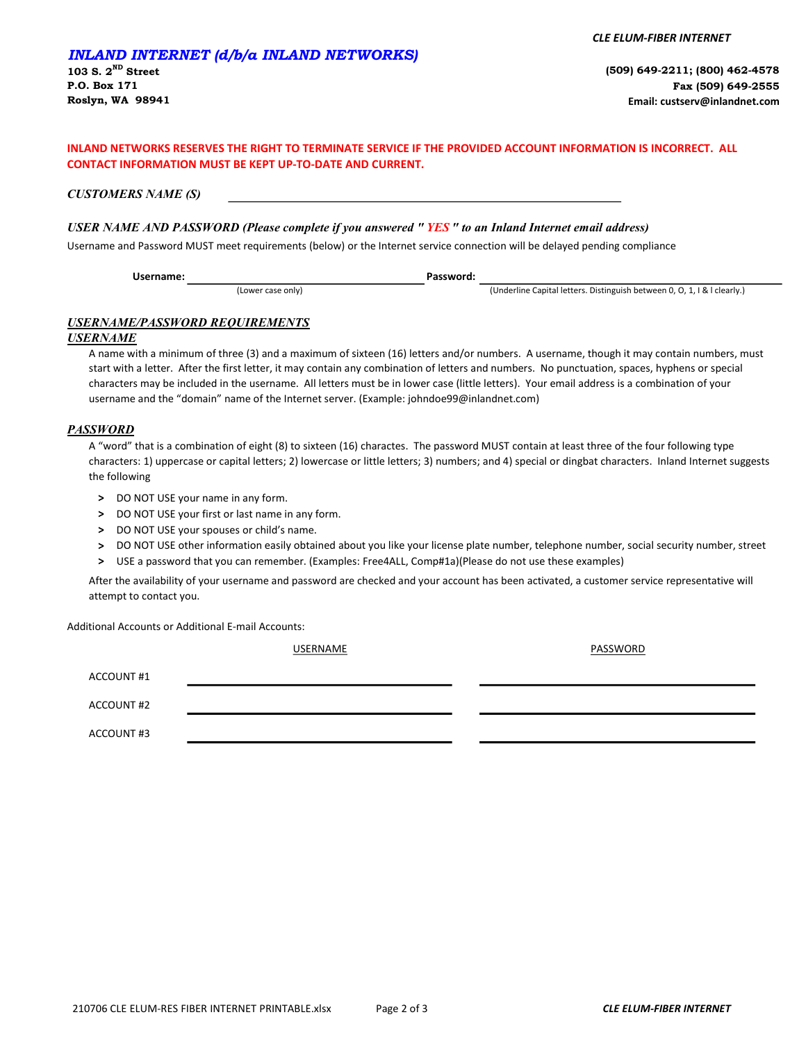# *INLAND INTERNET (d/b/a INLAND NETWORKS)*

**103 S. 2ND Street**
**P.O. Box 171**
**Roslyn, WA 98941**

**(509) 649-2211; (800) 462-4578**
**Fax (509) 649-2555**
**Email: custserv@inlandnet.com**

**INLAND NETWORKS RESERVES THE RIGHT TO TERMINATE SERVICE IF THE PROVIDED ACCOUNT INFORMATION IS INCORRECT. ALL CONTACT INFORMATION MUST BE KEPT UP-TO-DATE AND CURRENT.**

***CUSTOMERS NAME (S)*** ______________________________________________

***USER NAME AND PASSWORD (Please complete if you answered " YES " to an Inland Internet email address)***

Username and Password MUST meet requirements (below) or the Internet service connection will be delayed pending compliance

**Username:** ______________________________ **Password:** ______________________________

(Lower case only) (Underline Capital letters. Distinguish between 0, O, 1, I & l clearly.)

## ***USERNAME/PASSWORD REQUIREMENTS***

### ***USERNAME***

A name with a minimum of three (3) and a maximum of sixteen (16) letters and/or numbers. A username, though it may contain numbers, must start with a letter. After the first letter, it may contain any combination of letters and numbers. No punctuation, spaces, hyphens or special characters may be included in the username. All letters must be in lower case (little letters). Your email address is a combination of your username and the "domain" name of the Internet server. (Example: johndoe99@inlandnet.com)

### ***PASSWORD***

A "word" that is a combination of eight (8) to sixteen (16) charactes. The password MUST contain at least three of the four following type characters: 1) uppercase or capital letters; 2) lowercase or little letters; 3) numbers; and 4) special or dingbat characters. Inland Internet suggests the following

- DO NOT USE your name in any form.
- DO NOT USE your first or last name in any form.
- DO NOT USE your spouses or child's name.
- DO NOT USE other information easily obtained about you like your license plate number, telephone number, social security number, street
- USE a password that you can remember. (Examples: Free4ALL, Comp#1a)(Please do not use these examples)

After the availability of your username and password are checked and your account has been activated, a customer service representative will attempt to contact you.

Additional Accounts or Additional E-mail Accounts:

| | USERNAME | PASSWORD |
|---|---|---|
| ACCOUNT #1 | | |
| ACCOUNT #2 | | |
| ACCOUNT #3 | | |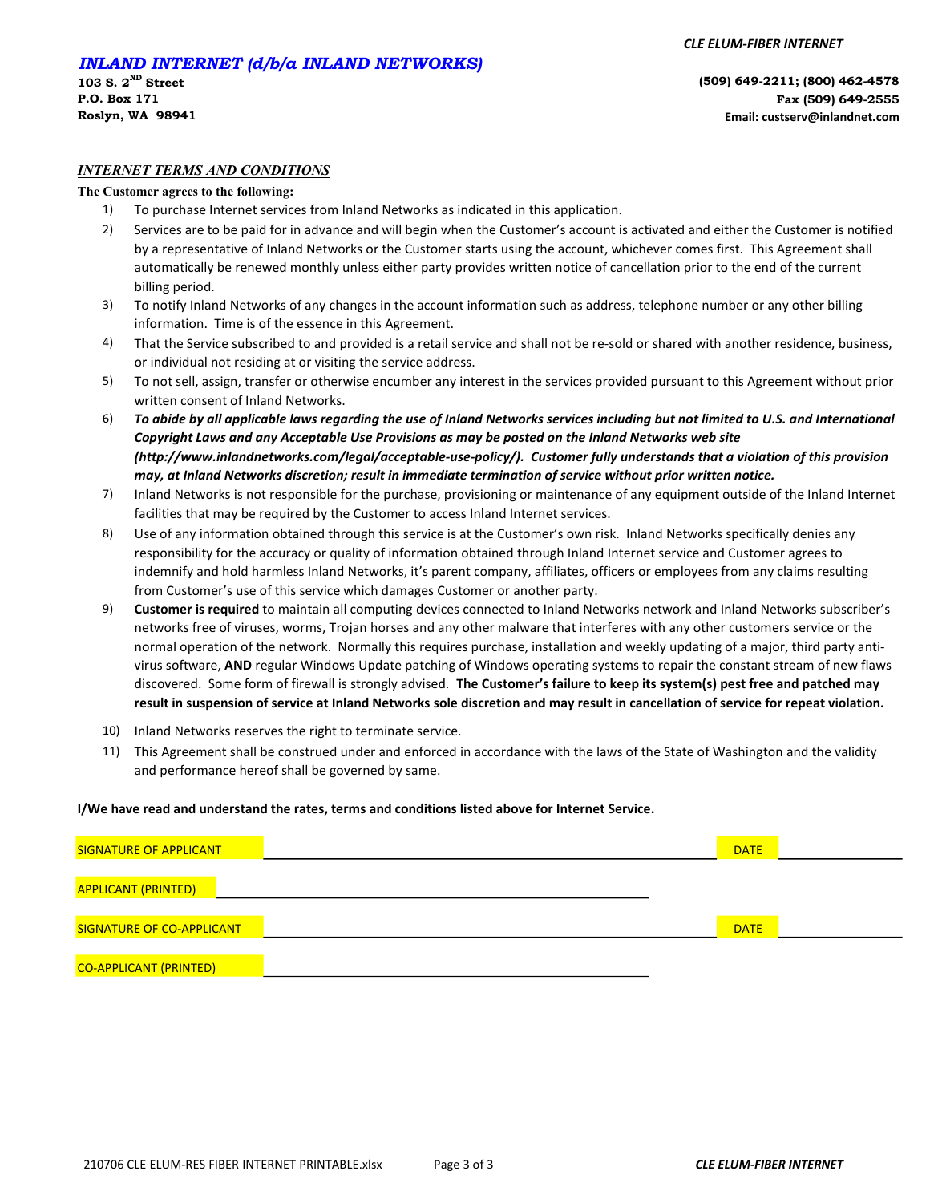## *INLAND INTERNET (d/b/a INLAND NETWORKS)*

**103 S. 2ND Street**
**P.O. Box 171**
**Roslyn, WA 98941**

**(509) 649-2211; (800) 462-4578**
**Fax (509) 649-2555**
**Email: custserv@inlandnet.com**

### *INTERNET TERMS AND CONDITIONS*

**The Customer agrees to the following:**

1) To purchase Internet services from Inland Networks as indicated in this application.
2) Services are to be paid for in advance and will begin when the Customer's account is activated and either the Customer is notified by a representative of Inland Networks or the Customer starts using the account, whichever comes first. This Agreement shall automatically be renewed monthly unless either party provides written notice of cancellation prior to the end of the current billing period.
3) To notify Inland Networks of any changes in the account information such as address, telephone number or any other billing information. Time is of the essence in this Agreement.
4) That the Service subscribed to and provided is a retail service and shall not be re-sold or shared with another residence, business, or individual not residing at or visiting the service address.
5) To not sell, assign, transfer or otherwise encumber any interest in the services provided pursuant to this Agreement without prior written consent of Inland Networks.
6) ***To abide by all applicable laws regarding the use of Inland Networks services including but not limited to U.S. and International Copyright Laws and any Acceptable Use Provisions as may be posted on the Inland Networks web site (http://www.inlandnetworks.com/legal/acceptable-use-policy/). Customer fully understands that a violation of this provision may, at Inland Networks discretion; result in immediate termination of service without prior written notice.***
7) Inland Networks is not responsible for the purchase, provisioning or maintenance of any equipment outside of the Inland Internet facilities that may be required by the Customer to access Inland Internet services.
8) Use of any information obtained through this service is at the Customer's own risk. Inland Networks specifically denies any responsibility for the accuracy or quality of information obtained through Inland Internet service and Customer agrees to indemnify and hold harmless Inland Networks, it's parent company, affiliates, officers or employees from any claims resulting from Customer's use of this service which damages Customer or another party.
9) **Customer is required** to maintain all computing devices connected to Inland Networks network and Inland Networks subscriber's networks free of viruses, worms, Trojan horses and any other malware that interferes with any other customers service or the normal operation of the network. Normally this requires purchase, installation and weekly updating of a major, third party anti-virus software, **AND** regular Windows Update patching of Windows operating systems to repair the constant stream of new flaws discovered. Some form of firewall is strongly advised. **The Customer's failure to keep its system(s) pest free and patched may result in suspension of service at Inland Networks sole discretion and may result in cancellation of service for repeat violation.**
10) Inland Networks reserves the right to terminate service.
11) This Agreement shall be construed under and enforced in accordance with the laws of the State of Washington and the validity and performance hereof shall be governed by same.

**I/We have read and understand the rates, terms and conditions listed above for Internet Service.**

SIGNATURE OF APPLICANT ______________________________ DATE ____________

APPLICANT (PRINTED) ______________________________

SIGNATURE OF CO-APPLICANT ______________________________ DATE ____________

CO-APPLICANT (PRINTED) ______________________________